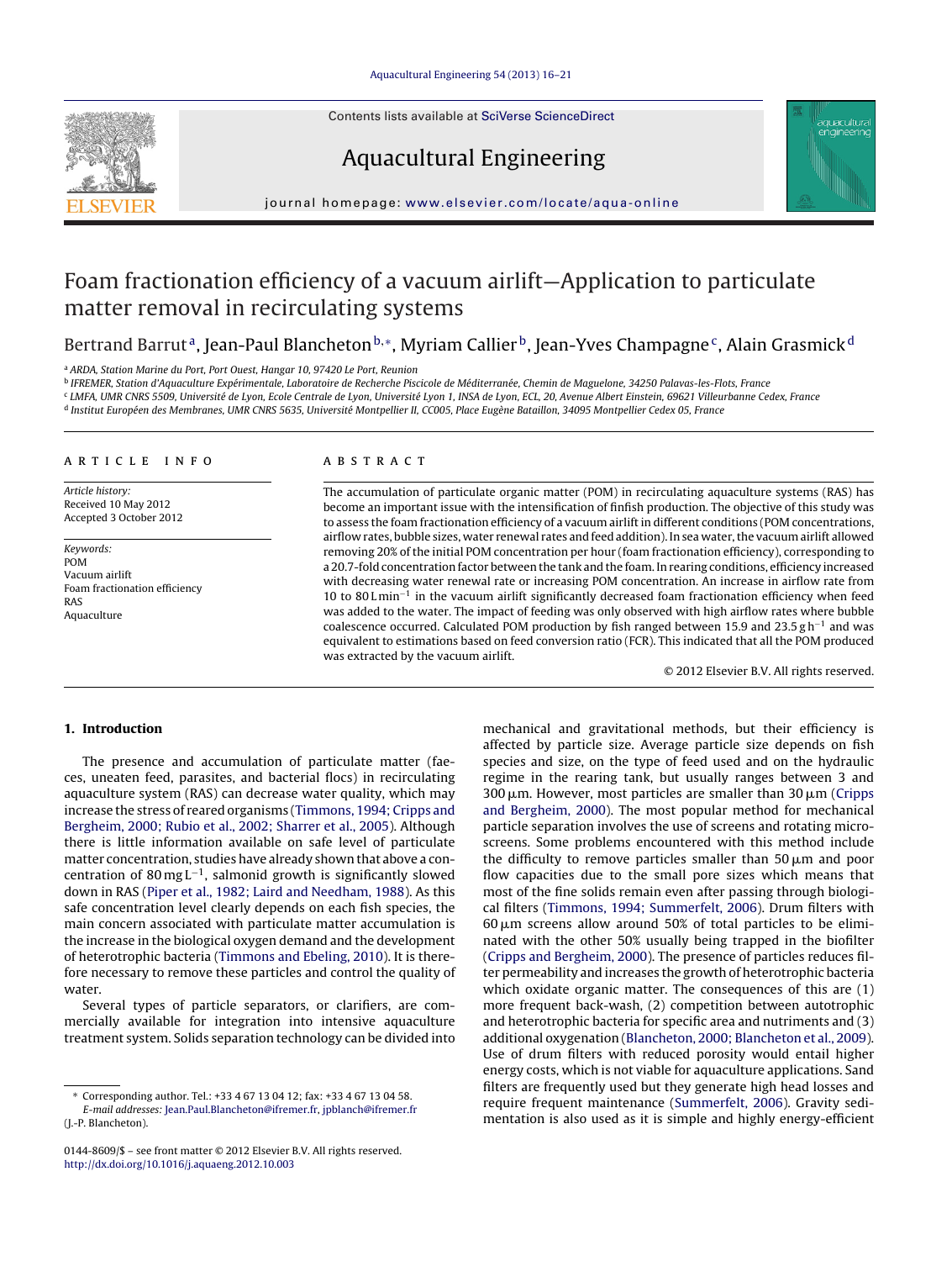# Foam fractionation efficiency of a vacuum airlift—Application to particulate matter removal in recirculating systems

Bertrand Barrut[a], Jean-Paul Blancheton[b,*], Myriam Callier[b], Jean-Yves Champagne[c], Alain Grasmick[d]

[a] ARDA, Station Marine du Port, Port Ouest, Hangar 10, 97420 Le Port, Reunion

[b] IFREMER, Station d'Aquaculture Expérimentale, Laboratoire de Recherche Piscicole de Méditerranée, Chemin de Maguelone, 34250 Palavas-les-Flots, France

[c] LMFA, UMR CNRS 5509, Université de Lyon, Ecole Centrale de Lyon, Université Lyon 1, INSA de Lyon, ECL, 20, Avenue Albert Einstein, 69621 Villeurbanne Cedex, France

[d] Institut Européen des Membranes, UMR CNRS 5635, Université Montpellier II, CC005, Place Eugène Bataillon, 34095 Montpellier Cedex 05, France

## ARTICLE INFO

*Article history:*
Received 10 May 2012
Accepted 3 October 2012

*Keywords:*
POM
Vacuum airlift
Foam fractionation efficiency
RAS
Aquaculture

## ABSTRACT

The accumulation of particulate organic matter (POM) in recirculating aquaculture systems (RAS) has become an important issue with the intensification of finfish production. The objective of this study was to assess the foam fractionation efficiency of a vacuum airlift in different conditions (POM concentrations, airflow rates, bubble sizes, water renewal rates and feed addition). In sea water, the vacuum airlift allowed removing 20% of the initial POM concentration per hour (foam fractionation efficiency), corresponding to a 20.7-fold concentration factor between the tank and the foam. In rearing conditions, efficiency increased with decreasing water renewal rate or increasing POM concentration. An increase in airflow rate from 10 to 80 L min$^{-1}$ in the vacuum airlift significantly decreased foam fractionation efficiency when feed was added to the water. The impact of feeding was only observed with high airflow rates where bubble coalescence occurred. Calculated POM production by fish ranged between 15.9 and 23.5 g h$^{-1}$ and was equivalent to estimations based on feed conversion ratio (FCR). This indicated that all the POM produced was extracted by the vacuum airlift.

© 2012 Elsevier B.V. All rights reserved.

## 1. Introduction

The presence and accumulation of particulate matter (faeces, uneaten feed, parasites, and bacterial flocs) in recirculating aquaculture system (RAS) can decrease water quality, which may increase the stress of reared organisms (Timmons, 1994; Cripps and Bergheim, 2000; Rubio et al., 2002; Sharrer et al., 2005). Although there is little information available on safe level of particulate matter concentration, studies have already shown that above a concentration of 80 mg L$^{-1}$, salmonid growth is significantly slowed down in RAS (Piper et al., 1982; Laird and Needham, 1988). As this safe concentration level clearly depends on each fish species, the main concern associated with particulate matter accumulation is the increase in the biological oxygen demand and the development of heterotrophic bacteria (Timmons and Ebeling, 2010). It is therefore necessary to remove these particles and control the quality of water.

Several types of particle separators, or clarifiers, are commercially available for integration into intensive aquaculture treatment system. Solids separation technology can be divided into mechanical and gravitational methods, but their efficiency is affected by particle size. Average particle size depends on fish species and size, on the type of feed used and on the hydraulic regime in the rearing tank, but usually ranges between 3 and 300 μm. However, most particles are smaller than 30 μm (Cripps and Bergheim, 2000). The most popular method for mechanical particle separation involves the use of screens and rotating microscreens. Some problems encountered with this method include the difficulty to remove particles smaller than 50 μm and poor flow capacities due to the small pore sizes which means that most of the fine solids remain even after passing through biological filters (Timmons, 1994; Summerfelt, 2006). Drum filters with 60 μm screens allow around 50% of total particles to be eliminated with the other 50% usually being trapped in the biofilter (Cripps and Bergheim, 2000). The presence of particles reduces filter permeability and increases the growth of heterotrophic bacteria which oxidate organic matter. The consequences of this are (1) more frequent back-wash, (2) competition between autotrophic and heterotrophic bacteria for specific area and nutriments and (3) additional oxygenation (Blancheton, 2000; Blancheton et al., 2009). Use of drum filters with reduced porosity would entail higher energy costs, which is not viable for aquaculture applications. Sand filters are frequently used but they generate high head losses and require frequent maintenance (Summerfelt, 2006). Gravity sedimentation is also used as it is simple and highly energy-efficient

\* Corresponding author. Tel.: +33 4 67 13 04 12; fax: +33 4 67 13 04 58.
*E-mail addresses:* Jean.Paul.Blancheton@ifremer.fr, jpblanch@ifremer.fr (J.-P. Blancheton).

0144-8609/$ – see front matter © 2012 Elsevier B.V. All rights reserved.
http://dx.doi.org/10.1016/j.aquaeng.2012.10.003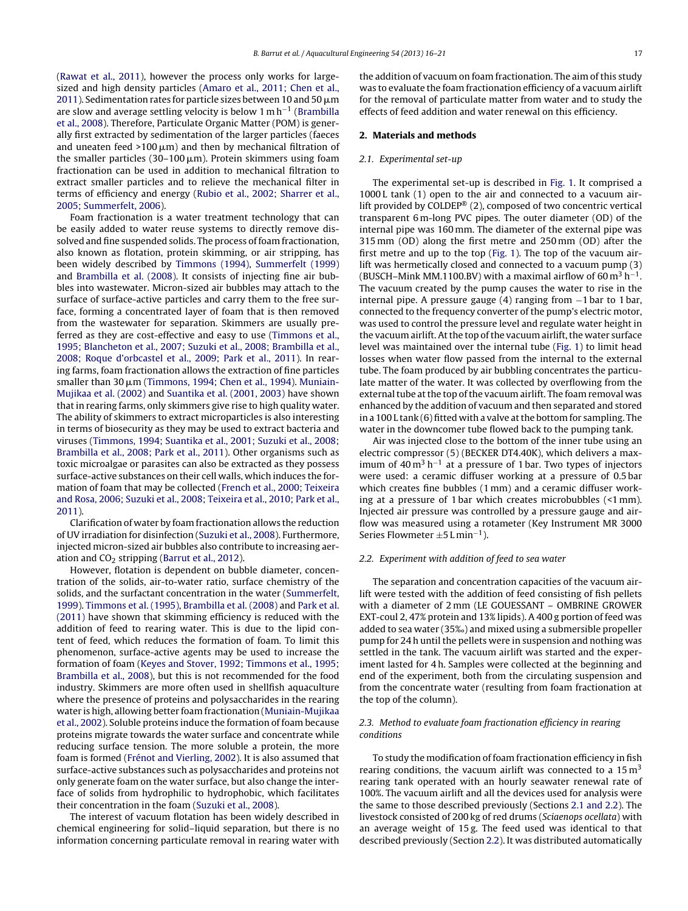(Rawat et al., 2011), however the process only works for large-sized and high density particles (Amaro et al., 2011; Chen et al., 2011). Sedimentation rates for particle sizes between 10 and 50 μm are slow and average settling velocity is below 1 m h$^{-1}$ (Brambilla et al., 2008). Therefore, Particulate Organic Matter (POM) is generally first extracted by sedimentation of the larger particles (faeces and uneaten feed >100 μm) and then by mechanical filtration of the smaller particles (30–100 μm). Protein skimmers using foam fractionation can be used in addition to mechanical filtration to extract smaller particles and to relieve the mechanical filter in terms of efficiency and energy (Rubio et al., 2002; Sharrer et al., 2005; Summerfelt, 2006).

Foam fractionation is a water treatment technology that can be easily added to water reuse systems to directly remove dissolved and fine suspended solids. The process of foam fractionation, also known as flotation, protein skimming, or air stripping, has been widely described by Timmons (1994), Summerfelt (1999) and Brambilla et al. (2008). It consists of injecting fine air bubbles into wastewater. Micron-sized air bubbles may attach to the surface of surface-active particles and carry them to the free surface, forming a concentrated layer of foam that is then removed from the wastewater for separation. Skimmers are usually preferred as they are cost-effective and easy to use (Timmons et al., 1995; Blancheton et al., 2007; Suzuki et al., 2008; Brambilla et al., 2008; Roque d'orbcastel et al., 2009; Park et al., 2011). In rearing farms, foam fractionation allows the extraction of fine particles smaller than 30 μm (Timmons, 1994; Chen et al., 1994). Muniain-Mujikaa et al. (2002) and Suantika et al. (2001, 2003) have shown that in rearing farms, only skimmers give rise to high quality water. The ability of skimmers to extract microparticles is also interesting in terms of biosecurity as they may be used to extract bacteria and viruses (Timmons, 1994; Suantika et al., 2001; Suzuki et al., 2008; Brambilla et al., 2008; Park et al., 2011). Other organisms such as toxic microalgae or parasites can also be extracted as they possess surface-active substances on their cell walls, which induces the formation of foam that may be collected (French et al., 2000; Teixeira and Rosa, 2006; Suzuki et al., 2008; Teixeira et al., 2010; Park et al., 2011).

Clarification of water by foam fractionation allows the reduction of UV irradiation for disinfection (Suzuki et al., 2008). Furthermore, injected micron-sized air bubbles also contribute to increasing aeration and $CO_2$ stripping (Barrut et al., 2012).

However, flotation is dependent on bubble diameter, concentration of the solids, air-to-water ratio, surface chemistry of the solids, and the surfactant concentration in the water (Summerfelt, 1999). Timmons et al. (1995), Brambilla et al. (2008) and Park et al. (2011) have shown that skimming efficiency is reduced with the addition of feed to rearing water. This is due to the lipid content of feed, which reduces the formation of foam. To limit this phenomenon, surface-active agents may be used to increase the formation of foam (Keyes and Stover, 1992; Timmons et al., 1995; Brambilla et al., 2008), but this is not recommended for the food industry. Skimmers are more often used in shellfish aquaculture where the presence of proteins and polysaccharides in the rearing water is high, allowing better foam fractionation (Muniain-Mujikaa et al., 2002). Soluble proteins induce the formation of foam because proteins migrate towards the water surface and concentrate while reducing surface tension. The more soluble a protein, the more foam is formed (Frénot and Vierling, 2002). It is also assumed that surface-active substances such as polysaccharides and proteins not only generate foam on the water surface, but also change the interface of solids from hydrophilic to hydrophobic, which facilitates their concentration in the foam (Suzuki et al., 2008).

The interest of vacuum flotation has been widely described in chemical engineering for solid–liquid separation, but there is no information concerning particulate removal in rearing water with the addition of vacuum on foam fractionation. The aim of this study was to evaluate the foam fractionation efficiency of a vacuum airlift for the removal of particulate matter from water and to study the effects of feed addition and water renewal on this efficiency.

## 2. Materials and methods

### 2.1. Experimental set-up

The experimental set-up is described in Fig. 1. It comprised a 1000 L tank (1) open to the air and connected to a vacuum airlift provided by COLDEP® (2), composed of two concentric vertical transparent 6 m-long PVC pipes. The outer diameter (OD) of the internal pipe was 160 mm. The diameter of the external pipe was 315 mm (OD) along the first metre and 250 mm (OD) after the first metre and up to the top (Fig. 1). The top of the vacuum airlift was hermetically closed and connected to a vacuum pump (3) (BUSCH–Mink MM.1100.BV) with a maximal airflow of 60 m$^3$ h$^{-1}$. The vacuum created by the pump causes the water to rise in the internal pipe. A pressure gauge (4) ranging from −1 bar to 1 bar, connected to the frequency converter of the pump's electric motor, was used to control the pressure level and regulate water height in the vacuum airlift. At the top of the vacuum airlift, the water surface level was maintained over the internal tube (Fig. 1) to limit head losses when water flow passed from the internal to the external tube. The foam produced by air bubbling concentrates the particulate matter of the water. It was collected by overflowing from the external tube at the top of the vacuum airlift. The foam removal was enhanced by the addition of vacuum and then separated and stored in a 100 L tank (6) fitted with a valve at the bottom for sampling. The water in the downcomer tube flowed back to the pumping tank.

Air was injected close to the bottom of the inner tube using an electric compressor (5) (BECKER DT4.40K), which delivers a maximum of 40 m$^3$ h$^{-1}$ at a pressure of 1 bar. Two types of injectors were used: a ceramic diffuser working at a pressure of 0.5 bar which creates fine bubbles (1 mm) and a ceramic diffuser working at a pressure of 1 bar which creates microbubbles (<1 mm). Injected air pressure was controlled by a pressure gauge and airflow was measured using a rotameter (Key Instrument MR 3000 Series Flowmeter ±5 L min$^{-1}$).

### 2.2. Experiment with addition of feed to sea water

The separation and concentration capacities of the vacuum airlift were tested with the addition of feed consisting of fish pellets with a diameter of 2 mm (LE GOUESSANT – OMBRINE GROWER EXT-coul 2, 47% protein and 13% lipids). A 400 g portion of feed was added to sea water (35‰) and mixed using a submersible propeller pump for 24 h until the pellets were in suspension and nothing was settled in the tank. The vacuum airlift was started and the experiment lasted for 4 h. Samples were collected at the beginning and end of the experiment, both from the circulating suspension and from the concentrate water (resulting from foam fractionation at the top of the column).

### 2.3. Method to evaluate foam fractionation efficiency in rearing conditions

To study the modification of foam fractionation efficiency in fish rearing conditions, the vacuum airlift was connected to a 15 m$^3$ rearing tank operated with an hourly seawater renewal rate of 100%. The vacuum airlift and all the devices used for analysis were the same to those described previously (Sections 2.1 and 2.2). The livestock consisted of 200 kg of red drums (*Sciaenops ocellata*) with an average weight of 15 g. The feed used was identical to that described previously (Section 2.2). It was distributed automatically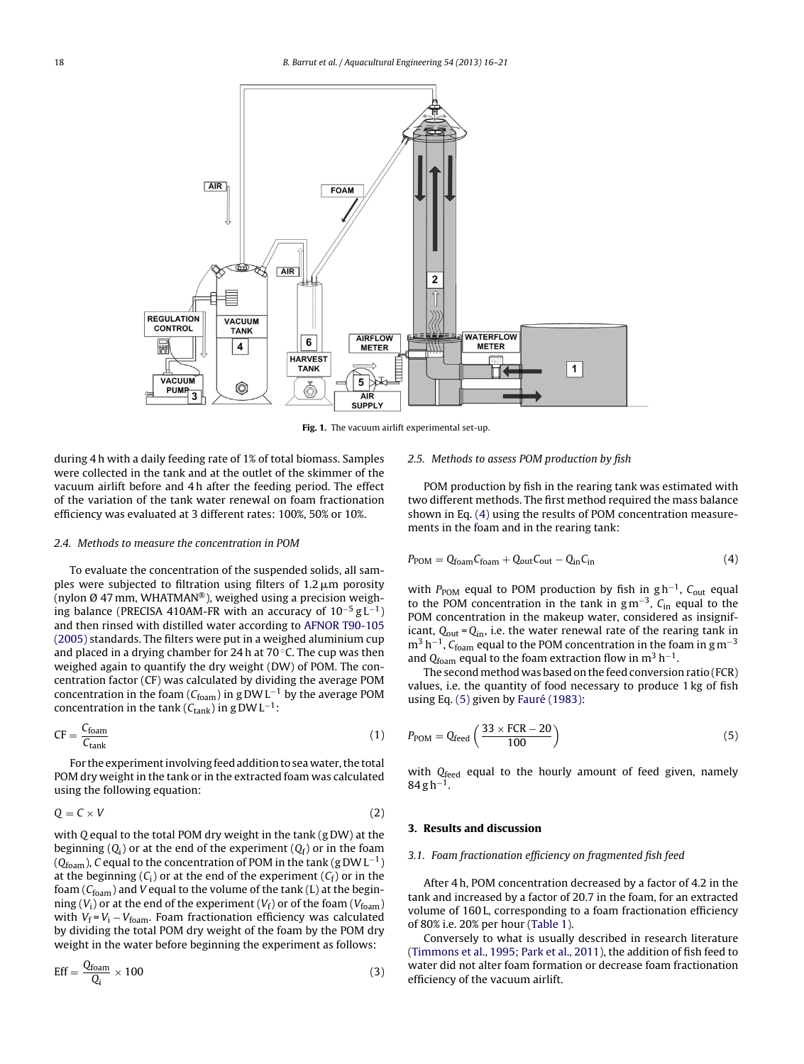Fig. 1. The vacuum airlift experimental set-up.

during 4 h with a daily feeding rate of 1% of total biomass. Samples were collected in the tank and at the outlet of the skimmer of the vacuum airlift before and 4 h after the feeding period. The effect of the variation of the tank water renewal on foam fractionation efficiency was evaluated at 3 different rates: 100%, 50% or 10%.

### 2.4. Methods to measure the concentration in POM

To evaluate the concentration of the suspended solids, all samples were subjected to filtration using filters of 1.2 μm porosity (nylon Ø 47 mm, WHATMAN®), weighed using a precision weighing balance (PRECISA 410AM-FR with an accuracy of $10^{-5}$ g L$^{-1}$) and then rinsed with distilled water according to AFNOR T90-105 (2005) standards. The filters were put in a weighed aluminium cup and placed in a drying chamber for 24 h at 70 °C. The cup was then weighed again to quantify the dry weight (DW) of POM. The concentration factor (CF) was calculated by dividing the average POM concentration in the foam ($C_{foam}$) in g DW L$^{-1}$ by the average POM concentration in the tank ($C_{tank}$) in g DW L$^{-1}$:

$$\mathrm{CF} = \frac{C_{foam}}{C_{tank}} \tag{1}$$

For the experiment involving feed addition to sea water, the total POM dry weight in the tank or in the extracted foam was calculated using the following equation:

$$Q = C \times V \tag{2}$$

with $Q$ equal to the total POM dry weight in the tank (g DW) at the beginning ($Q_i$) or at the end of the experiment ($Q_f$) or in the foam ($Q_{foam}$), $C$ equal to the concentration of POM in the tank (g DW L$^{-1}$) at the beginning ($C_i$) at the end of the experiment ($C_f$) or in the foam ($C_{foam}$) and $V$ equal to the volume of the tank (L) at the beginning ($V_i$) or at the end of the experiment ($V_f$) or of the foam ($V_{foam}$) with $V_f = V_i - V_{foam}$. Foam fractionation efficiency was calculated by dividing the total POM dry weight of the foam by the POM dry weight in the water before beginning the experiment as follows:

$$\mathrm{Eff} = \frac{Q_{foam}}{Q_i} \times 100 \tag{3}$$

### 2.5. Methods to assess POM production by fish

POM production by fish in the rearing tank was estimated with two different methods. The first method required the mass balance shown in Eq. (4) using the results of POM concentration measurements in the foam and in the rearing tank:

$$P_{POM} = Q_{foam}C_{foam} + Q_{out}C_{out} - Q_{in}C_{in} \tag{4}$$

with $P_{POM}$ equal to POM production by fish in g h$^{-1}$, $C_{out}$ equal to the POM concentration in the tank in g m$^{-3}$, $C_{in}$ equal to the POM concentration in the makeup water, considered as insignificant, $Q_{out} = Q_{in}$, i.e. the water renewal rate of the rearing tank in m$^3$ h$^{-1}$, $C_{foam}$ equal to the POM concentration in the foam in g m$^{-3}$ and $Q_{foam}$ equal to the foam extraction flow in m$^3$ h$^{-1}$.

The second method was based on the feed conversion ratio (FCR) values, i.e. the quantity of food necessary to produce 1 kg of fish using Eq. (5) given by Fauré (1983):

$$P_{POM} = Q_{feed}\left(\frac{33 \times \mathrm{FCR} - 20}{100}\right) \tag{5}$$

with $Q_{feed}$ equal to the hourly amount of feed given, namely 84 g h$^{-1}$.

## 3. Results and discussion

### 3.1. Foam fractionation efficiency on fragmented fish feed

After 4 h, POM concentration decreased by a factor of 4.2 in the tank and increased by a factor of 20.7 in the foam, for an extracted volume of 160 L, corresponding to a foam fractionation efficiency of 80% i.e. 20% per hour (Table 1).

Conversely to what is usually described in research literature (Timmons et al., 1995; Park et al., 2011), the addition of fish feed to water did not alter foam formation or decrease foam fractionation efficiency of the vacuum airlift.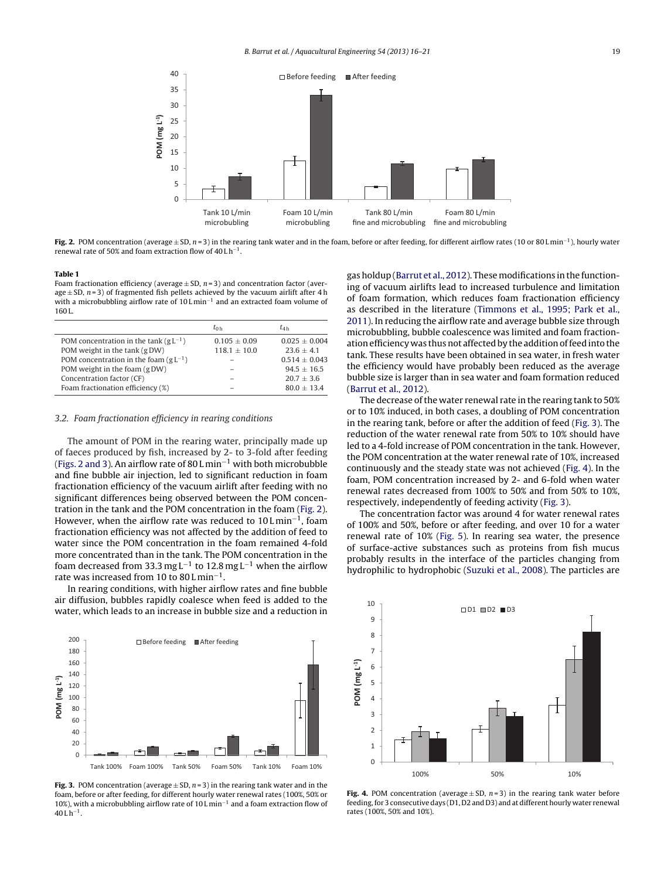**Fig. 2.** POM concentration (average ± SD, $n = 3$) in the rearing tank water and in the foam, before or after feeding, for different airflow rates (10 or 80 L min$^{-1}$), hourly water renewal rate of 50% and foam extraction flow of 40 L h$^{-1}$.

**Table 1**
Foam fractionation efficiency (average ± SD, $n = 3$) and concentration factor (average ± SD, $n = 3$) of fragmented fish pellets achieved by the vacuum airlift after 4 h with a microbubbling airflow rate of 10 L min$^{-1}$ and an extracted foam volume of 160 L.

| | $t_{0\,h}$ | $t_{4\,h}$ |
|---|---|---|
| POM concentration in the tank (g L$^{-1}$) | 0.105 ± 0.09 | 0.025 ± 0.004 |
| POM weight in the tank (g DW) | 118.1 ± 10.0 | 23.6 ± 4.1 |
| POM concentration in the foam (g L$^{-1}$) | – | 0.514 ± 0.043 |
| POM weight in the foam (g DW) | – | 94.5 ± 16.5 |
| Concentration factor (CF) | – | 20.7 ± 3.6 |
| Foam fractionation efficiency (%) | – | 80.0 ± 13.4 |

### 3.2. Foam fractionation efficiency in rearing conditions

The amount of POM in the rearing water, principally made up of faeces produced by fish, increased by 2- to 3-fold after feeding (Figs. 2 and 3). An airflow rate of 80 L min$^{-1}$ with both microbubble and fine bubble air injection, led to significant reduction in foam fractionation efficiency of the vacuum airlift after feeding with no significant differences being observed between the POM concentration in the tank and the POM concentration in the foam (Fig. 2). However, when the airflow rate was reduced to 10 L min$^{-1}$, foam fractionation efficiency was not affected by the addition of feed to water since the POM concentration in the foam remained 4-fold more concentrated than in the tank. The POM concentration in the foam decreased from 33.3 mg L$^{-1}$ to 12.8 mg L$^{-1}$ when the airflow rate was increased from 10 to 80 L min$^{-1}$.

In rearing conditions, with higher airflow rates and fine bubble air diffusion, bubbles rapidly coalesce when feed is added to the water, which leads to an increase in bubble size and a reduction in gas holdup (Barrut et al., 2012). These modifications in the functioning of vacuum airlifts lead to increased turbulence and limitation of foam formation, which reduces foam fractionation efficiency as described in the literature (Timmons et al., 1995; Park et al., 2011). In reducing the airflow rate and average bubble size through microbubbling, bubble coalescence was limited and foam fractionation efficiency was thus not affected by the addition of feed into the tank. These results have been obtained in sea water, in fresh water the efficiency would have probably been reduced as the average bubble size is larger than in sea water and foam formation reduced (Barrut et al., 2012).

The decrease of the water renewal rate in the rearing tank to 50% or to 10% induced, in both cases, a doubling of POM concentration in the rearing tank, before or after the addition of feed (Fig. 3). The reduction of the water renewal rate from 50% to 10% should have led to a 4-fold increase of POM concentration in the tank. However, the POM concentration at the water renewal rate of 10%, increased continuously and the steady state was not achieved (Fig. 4). In the foam, POM concentration increased by 2- and 6-fold when water renewal rates decreased from 100% to 50% and from 50% to 10%, respectively, independently of feeding activity (Fig. 3).

The concentration factor was around 4 for water renewal rates of 100% and 50%, before or after feeding, and over 10 for a water renewal rate of 10% (Fig. 5). In rearing sea water, the presence of surface-active substances such as proteins from fish mucus probably results in the interface of the particles changing from hydrophilic to hydrophobic (Suzuki et al., 2008). The particles are

**Fig. 3.** POM concentration (average ± SD, $n = 3$) in the rearing tank water and in the foam, before or after feeding, for different hourly water renewal rates (100%, 50% or 10%), with a microbubbling airflow rate of 10 L min$^{-1}$ and a foam extraction flow of 40 L h$^{-1}$.

**Fig. 4.** POM concentration (average ± SD, $n = 3$) in the rearing tank water before feeding, for 3 consecutive days (D1, D2 and D3) and at different hourly water renewal rates (100%, 50% and 10%).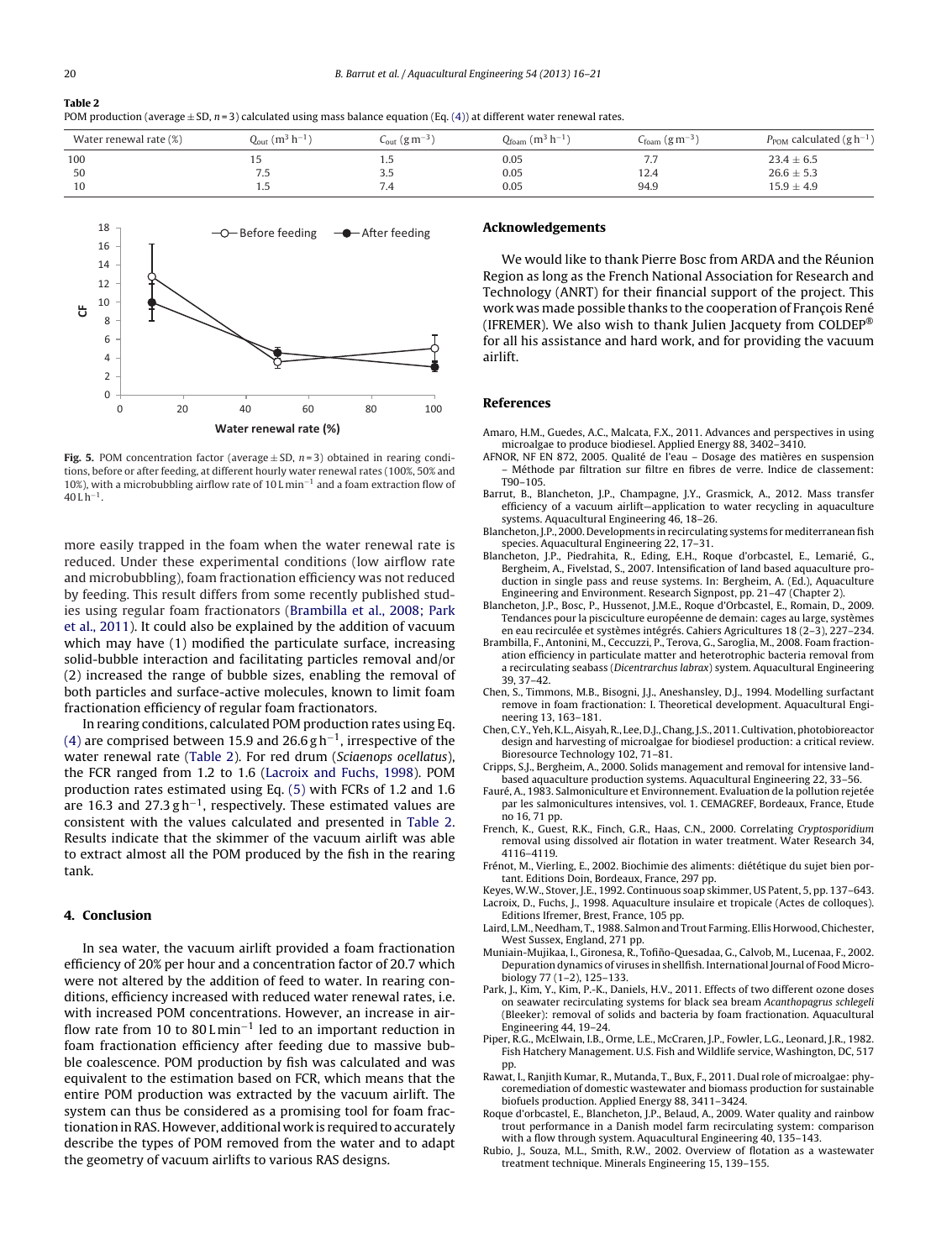**Table 2**
POM production (average ± SD, $n = 3$) calculated using mass balance equation (Eq. (4)) at different water renewal rates.

| Water renewal rate (%) | $Q_{out}$ ($m^3 h^{-1}$) | $C_{out}$ ($g m^{-3}$) | $Q_{foam}$ ($m^3 h^{-1}$) | $C_{foam}$ ($g m^{-3}$) | $P_{POM}$ calculated ($g h^{-1}$) |
|---|---|---|---|---|---|
| 100 | 15 | 1.5 | 0.05 | 7.7 | 23.4 ± 6.5 |
| 50 | 7.5 | 3.5 | 0.05 | 12.4 | 26.6 ± 5.3 |
| 10 | 1.5 | 7.4 | 0.05 | 94.9 | 15.9 ± 4.9 |

**Fig. 5.** POM concentration factor (average ± SD, $n = 3$) obtained in rearing conditions, before or after feeding, at different hourly water renewal rates (100%, 50% and 10%), with a microbubbling airflow rate of 10 L $min^{-1}$ and a foam extraction flow of 40 L $h^{-1}$.

more easily trapped in the foam when the water renewal rate is reduced. Under these experimental conditions (low airflow rate and microbubbling), foam fractionation efficiency was not reduced by feeding. This result differs from some recently published studies using regular foam fractionators (Brambilla et al., 2008; Park et al., 2011). It could also be explained by the addition of vacuum which may have (1) modified the particulate surface, increasing solid-bubble interaction and facilitating particles removal and/or (2) increased the range of bubble sizes, enabling the removal of both particles and surface-active molecules, known to limit foam fractionation efficiency of regular foam fractionators.

In rearing conditions, calculated POM production rates using Eq. (4) are comprised between 15.9 and 26.6 g $h^{-1}$, irrespective of the water renewal rate (Table 2). For red drum (*Sciaenops ocellatus*), the FCR ranged from 1.2 to 1.6 (Lacroix and Fuchs, 1998). POM production rates estimated using Eq. (5) with FCRs of 1.2 and 1.6 are 16.3 and 27.3 g $h^{-1}$, respectively. These estimated values are consistent with the values calculated and presented in Table 2. Results indicate that the skimmer of the vacuum airlift was able to extract almost all the POM produced by the fish in the rearing tank.

## 4. Conclusion

In sea water, the vacuum airlift provided a foam fractionation efficiency of 20% per hour and a concentration factor of 20.7 which were not altered by the addition of feed to water. In rearing conditions, efficiency increased with reduced water renewal rates, i.e. with increased POM concentrations. However, an increase in airflow rate from 10 to 80 L $min^{-1}$ led to an important reduction in foam fractionation efficiency after feeding due to massive bubble coalescence. POM production by fish was calculated and was equivalent to the estimation based on FCR, which means that the entire POM production was extracted by the vacuum airlift. The system can thus be considered as a promising tool for foam fractionation in RAS. However, additional work is required to accurately describe the types of POM removed from the water and to adapt the geometry of vacuum airlifts to various RAS designs.

## Acknowledgements

We would like to thank Pierre Bosc from ARDA and the Réunion Region as long as the French National Association for Research and Technology (ANRT) for their financial support of the project. This work was made possible thanks to the cooperation of François René (IFREMER). We also wish to thank Julien Jacquety from COLDEP® for all his assistance and hard work, and for providing the vacuum airlift.

## References

Amaro, H.M., Guedes, A.C., Malcata, F.X., 2011. Advances and perspectives in using microalgae to produce biodiesel. Applied Energy 88, 3402–3410.

AFNOR, NF EN 872, 2005. Qualité de l'eau – Dosage des matières en suspension – Méthode par filtration sur filtre en fibres de verre. Indice de classement: T90–105.

Barrut, B., Blancheton, J.P., Champagne, J.Y., Grasmick, A., 2012. Mass transfer efficiency of a vacuum airlift—application to water recycling in aquaculture systems. Aquacultural Engineering 46, 18–26.

Blancheton, J.P., 2000. Developments in recirculating systems for mediterranean fish species. Aquacultural Engineering 22, 17–31.

Blancheton, J.P., Piedrahita, R., Eding, E.H., Roque d'orbcastel, E., Lemarié, G., Bergheim, A., Fivelstad, S., 2007. Intensification of land based aquaculture production in single pass and reuse systems. In: Bergheim, A. (Ed.), Aquaculture Engineering and Environment. Research Signpost, pp. 21–47 (Chapter 2).

Blancheton, J.P., Bosc, P., Hussenot, J.M.E., Roque d'Orbcastel, E., Romain, D., 2009. Tendances pour la pisciculture européenne de demain: cages au large, systèmes en eau recirculée et systèmes intégrés. Cahiers Agricultures 18 (2–3), 227–234.

Brambilla, F., Antonini, M., Ceccuzzi, P., Terova, G., Saroglia, M., 2008. Foam fractionation efficiency in particulate matter and heterotrophic bacteria removal from a recirculating seabass (*Dicentrarchus labrax*) system. Aquacultural Engineering 39, 37–42.

Chen, S., Timmons, M.B., Bisogni, J.J., Aneshansley, D.J., 1994. Modelling surfactant remove in foam fractionation: I. Theoretical development. Aquacultural Engineering 13, 163–181.

Chen, C.Y., Yeh, K.L., Aisyah, R., Lee, D.J., Chang, J.S., 2011. Cultivation, photobioreactor design and harvesting of microalgae for biodiesel production: a critical review. Bioresource Technology 102, 71–81.

Cripps, S.J., Bergheim, A., 2000. Solids management and removal for intensive land-based aquaculture production systems. Aquacultural Engineering 22, 33–56.

Fauré, A., 1983. Salmoniculture et Environnement. Evaluation de la pollution rejetée par les salmonicultures intensives, vol. 1. CEMAGREF, Bordeaux, France, Etude no 16, 71 pp.

French, K., Guest, R.K., Finch, G.R., Haas, C.N., 2000. Correlating *Cryptosporidium* removal using dissolved air flotation in water treatment. Water Research 34, 4116–4119.

Frénot, M., Vierling, E., 2002. Biochimie des aliments: diététique du sujet bien portant. Editions Doin, Bordeaux, France, 297 pp.

Keyes, W.W., Stover, J.E., 1992. Continuous soap skimmer, US Patent, 5, pp. 137–643.

Lacroix, D., Fuchs, J., 1998. Aquaculture insulaire et tropicale (Actes de colloques). Editions Ifremer, Brest, France, 105 pp.

Laird, L.M., Needham, T., 1988. Salmon and Trout Farming. Ellis Horwood, Chichester, West Sussex, England, 271 pp.

Muniain-Mujikaa, I., Gironesa, R., Tofiño-Quesadaa, G., Calvob, M., Lucenaa, F., 2002. Depuration dynamics of viruses in shellfish. International Journal of Food Microbiology 77 (1–2), 125–133.

Park, J., Kim, Y., Kim, P.-K., Daniels, H.V., 2011. Effects of two different ozone doses on seawater recirculating systems for black sea bream *Acanthopagrus schlegeli* (Bleeker): removal of solids and bacteria by foam fractionation. Aquacultural Engineering 44, 19–24.

Piper, R.G., McElwain, I.B., Orme, L.E., McCraren, J.P., Fowler, L.G., Leonard, J.R., 1982. Fish Hatchery Management. U.S. Fish and Wildlife service, Washington, DC, 517 pp.

Rawat, I., Ranjith Kumar, R., Mutanda, T., Bux, F., 2011. Dual role of microalgae: phycoremediation of domestic wastewater and biomass production for sustainable biofuels production. Applied Energy 88, 3411–3424.

Roque d'orbcastel, E., Blancheton, J.P., Belaud, A., 2009. Water quality and rainbow trout performance in a Danish model farm recirculating system: comparison with a flow through system. Aquacultural Engineering 40, 135–143.

Rubio, J., Souza, M.L., Smith, R.W., 2002. Overview of flotation as a wastewater treatment technique. Minerals Engineering 15, 139–155.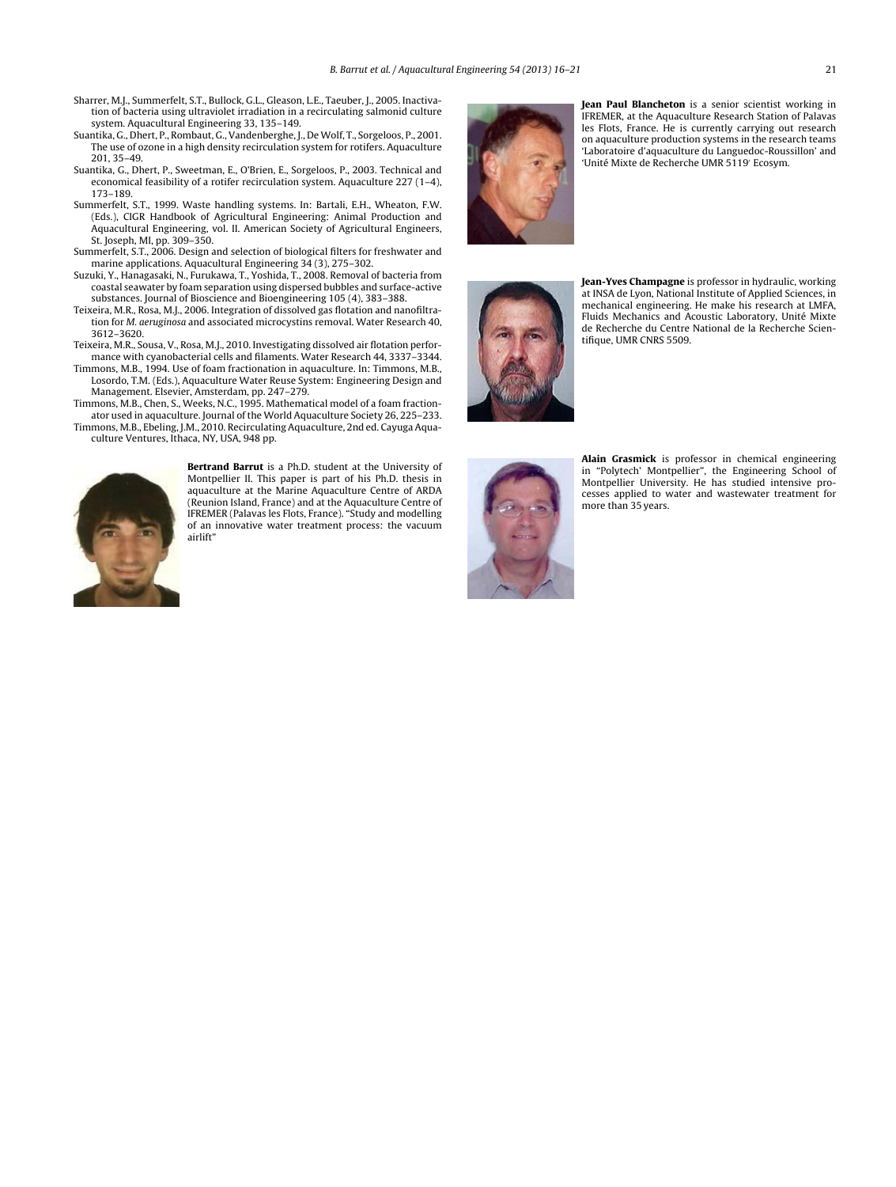Sharrer, M.J., Summerfelt, S.T., Bullock, G.L., Gleason, L.E., Taeuber, J., 2005. Inactivation of bacteria using ultraviolet irradiation in a recirculating salmonid culture system. Aquacultural Engineering 33, 135–149.

Suantika, G., Dhert, P., Rombaut, G., Vandenberghe, J., De Wolf, T., Sorgeloos, P., 2001. The use of ozone in a high density recirculation system for rotifers. Aquaculture 201, 35–49.

Suantika, G., Dhert, P., Sweetman, E., O'Brien, E., Sorgeloos, P., 2003. Technical and economical feasibility of a rotifer recirculation system. Aquaculture 227 (1–4), 173–189.

Summerfelt, S.T., 1999. Waste handling systems. In: Bartali, E.H., Wheaton, F.W. (Eds.), CIGR Handbook of Agricultural Engineering: Animal Production and Aquacultural Engineering, vol. II. American Society of Agricultural Engineers, St. Joseph, MI, pp. 309–350.

Summerfelt, S.T., 2006. Design and selection of biological filters for freshwater and marine applications. Aquacultural Engineering 34 (3), 275–302.

Suzuki, Y., Hanagasaki, N., Furukawa, T., Yoshida, T., 2008. Removal of bacteria from coastal seawater by foam separation using dispersed bubbles and surface-active substances. Journal of Bioscience and Bioengineering 105 (4), 383–388.

Teixeira, M.R., Rosa, M.J., 2006. Integration of dissolved gas flotation and nanofiltration for *M. aeruginosa* and associated microcystins removal. Water Research 40, 3612–3620.

Teixeira, M.R., Sousa, V., Rosa, M.J., 2010. Investigating dissolved air flotation performance with cyanobacterial cells and filaments. Water Research 44, 3337–3344.

Timmons, M.B., 1994. Use of foam fractionation in aquaculture. In: Timmons, M.B., Losordo, T.M. (Eds.), Aquaculture Water Reuse System: Engineering Design and Management. Elsevier, Amsterdam, pp. 247–279.

Timmons, M.B., Chen, S., Weeks, N.C., 1995. Mathematical model of a foam fractionator used in aquaculture. Journal of the World Aquaculture Society 26, 225–233.

Timmons, M.B., Ebeling, J.M., 2010. Recirculating Aquaculture, 2nd ed. Cayuga Aquaculture Ventures, Ithaca, NY, USA, 948 pp.

**Bertrand Barrut** is a Ph.D. student at the University of Montpellier II. This paper is part of his Ph.D. thesis in aquaculture at the Marine Aquaculture Centre of ARDA (Reunion Island, France) and at the Aquaculture Centre of IFREMER (Palavas les Flots, France). "Study and modelling of an innovative water treatment process: the vacuum airlift"

**Jean Paul Blancheton** is a senior scientist working in IFREMER, at the Aquaculture Research Station of Palavas les Flots, France. He is currently carrying out research on aquaculture production systems in the research teams 'Laboratoire d'aquaculture du Languedoc-Roussillon' and 'Unité Mixte de Recherche UMR 5119' Ecosym.

**Jean-Yves Champagne** is professor in hydraulic, working at INSA de Lyon, National Institute of Applied Sciences, in mechanical engineering. He make his research at LMFA, Fluids Mechanics and Acoustic Laboratory, Unité Mixte de Recherche du Centre National de la Recherche Scientifique, UMR CNRS 5509.

**Alain Grasmick** is professor in chemical engineering in "Polytech' Montpellier", the Engineering School of Montpellier University. He has studied intensive processes applied to water and wastewater treatment for more than 35 years.